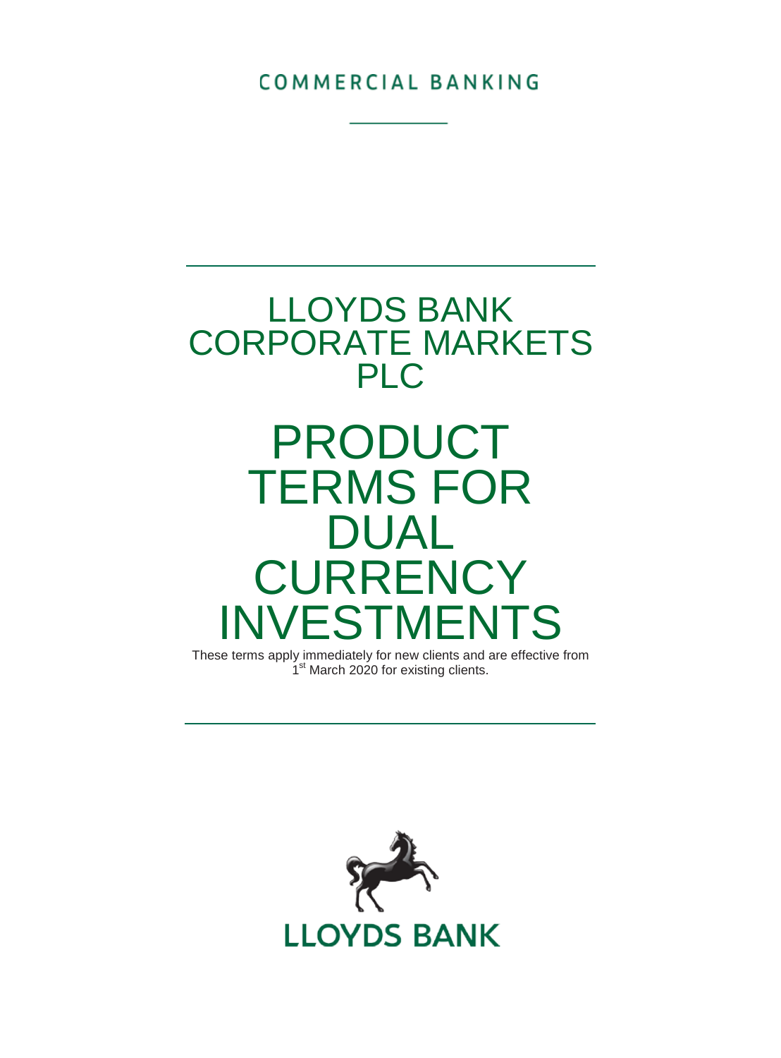COMMERCIAL BANKING

# LLOYDS BANK CORPORATE MARKETS PLC

# PRODUCT TERMS FOR DUAL CURRENCY INVESTMENTS

These terms apply immediately for new clients and are effective from 1st March 2020 for existing clients.

LLOYDS BANK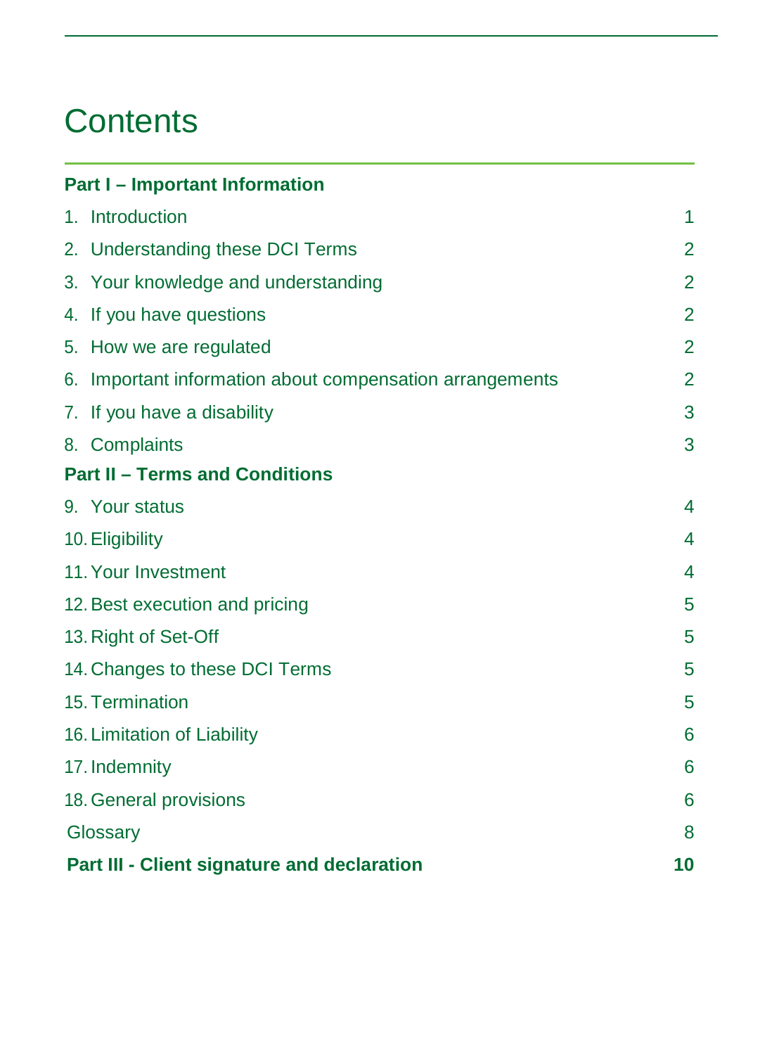# Contents

| | |
|---|---|
| **Part I – Important Information** | |
| 1. Introduction | 1 |
| 2. Understanding these DCI Terms | 2 |
| 3. Your knowledge and understanding | 2 |
| 4. If you have questions | 2 |
| 5. How we are regulated | 2 |
| 6. Important information about compensation arrangements | 2 |
| 7. If you have a disability | 3 |
| 8. Complaints | 3 |
| **Part II – Terms and Conditions** | |
| 9. Your status | 4 |
| 10. Eligibility | 4 |
| 11. Your Investment | 4 |
| 12. Best execution and pricing | 5 |
| 13. Right of Set-Off | 5 |
| 14. Changes to these DCI Terms | 5 |
| 15. Termination | 5 |
| 16. Limitation of Liability | 6 |
| 17. Indemnity | 6 |
| 18. General provisions | 6 |
| Glossary | 8 |
| **Part III - Client signature and declaration** | **10** |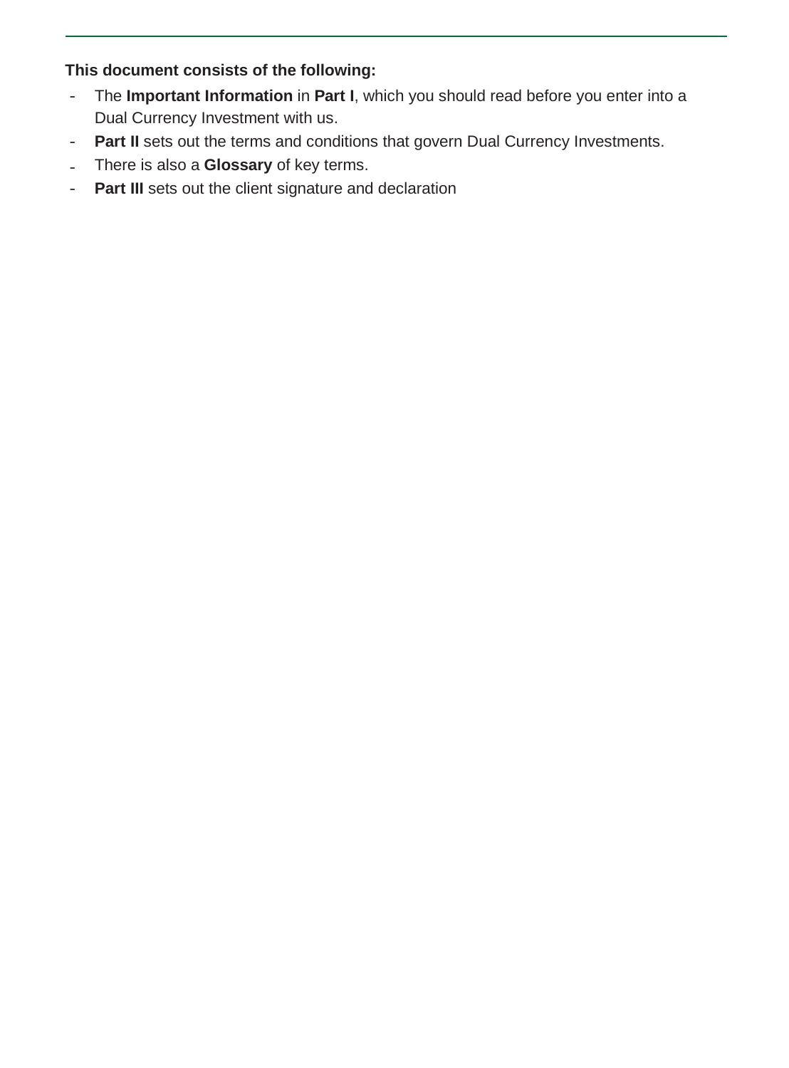**This document consists of the following:**

- The **Important Information** in **Part I**, which you should read before you enter into a Dual Currency Investment with us.
- **Part II** sets out the terms and conditions that govern Dual Currency Investments.
- There is also a **Glossary** of key terms.
- **Part III** sets out the client signature and declaration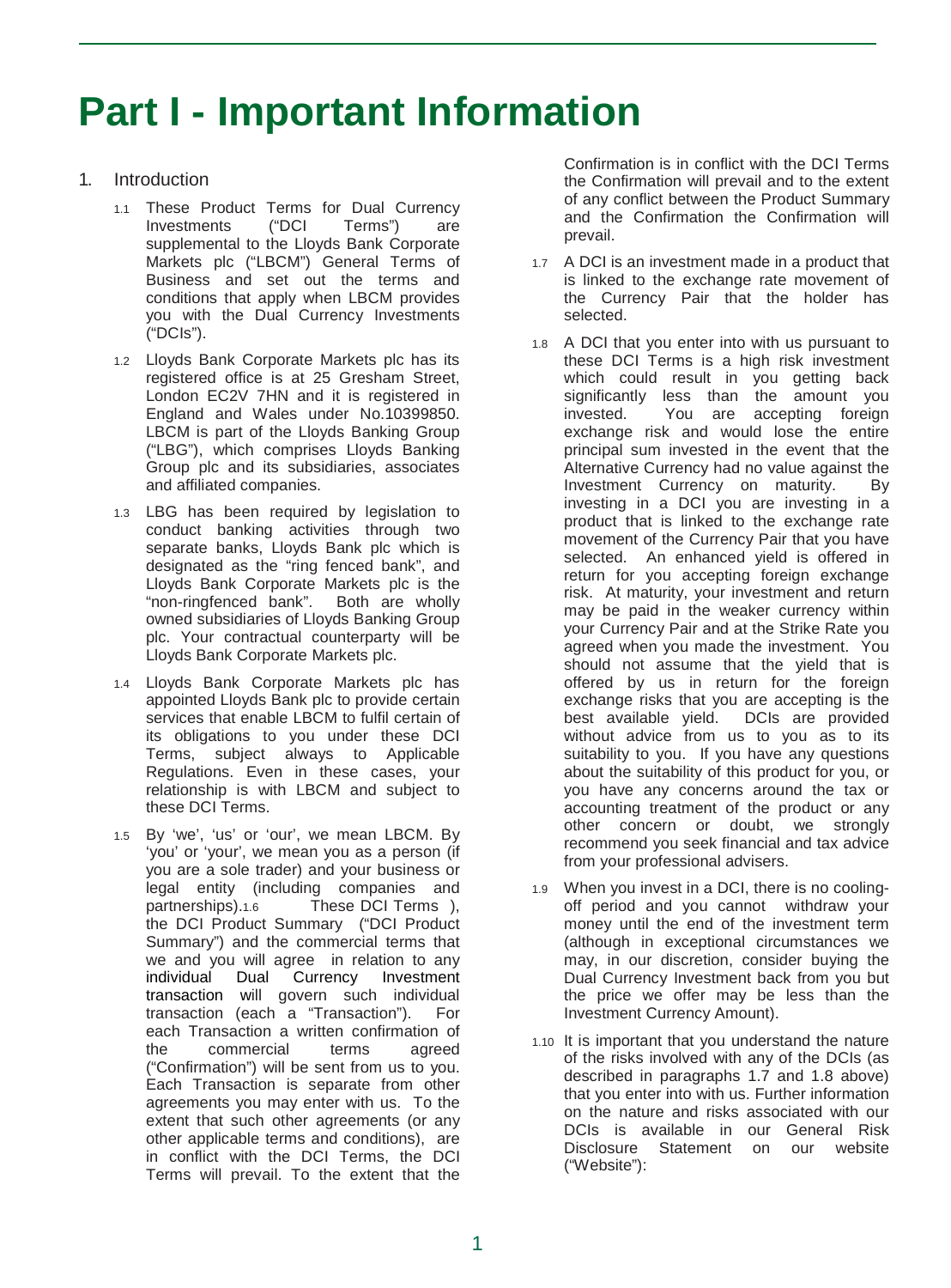# Part I - Important Information

1. Introduction

1.1 These Product Terms for Dual Currency Investments ("DCI Terms") are supplemental to the Lloyds Bank Corporate Markets plc ("LBCM") General Terms of Business and set out the terms and conditions that apply when LBCM provides you with the Dual Currency Investments ("DCIs").

1.2 Lloyds Bank Corporate Markets plc has its registered office is at 25 Gresham Street, London EC2V 7HN and it is registered in England and Wales under No.10399850. LBCM is part of the Lloyds Banking Group ("LBG"), which comprises Lloyds Banking Group plc and its subsidiaries, associates and affiliated companies.

1.3 LBG has been required by legislation to conduct banking activities through two separate banks, Lloyds Bank plc which is designated as the "ring fenced bank", and Lloyds Bank Corporate Markets plc is the "non-ringfenced bank". Both are wholly owned subsidiaries of Lloyds Banking Group plc. Your contractual counterparty will be Lloyds Bank Corporate Markets plc.

1.4 Lloyds Bank Corporate Markets plc has appointed Lloyds Bank plc to provide certain services that enable LBCM to fulfil certain of its obligations to you under these DCI Terms, subject always to Applicable Regulations. Even in these cases, your relationship is with LBCM and subject to these DCI Terms.

1.5 By 'we', 'us' or 'our', we mean LBCM. By 'you' or 'your', we mean you as a person (if you are a sole trader) and your business or legal entity (including companies and partnerships).1.6 These DCI Terms ), the DCI Product Summary ("DCI Product Summary") and the commercial terms that we and you will agree in relation to any individual Dual Currency Investment transaction will govern such individual transaction (each a "Transaction"). For each Transaction a written confirmation of the commercial terms agreed ("Confirmation") will be sent from us to you. Each Transaction is separate from other agreements you may enter with us. To the extent that such other agreements (or any other applicable terms and conditions), are in conflict with the DCI Terms, the DCI Terms will prevail. To the extent that the Confirmation is in conflict with the DCI Terms the Confirmation will prevail and to the extent of any conflict between the Product Summary and the Confirmation the Confirmation will prevail.

1.7 A DCI is an investment made in a product that is linked to the exchange rate movement of the Currency Pair that the holder has selected.

1.8 A DCI that you enter into with us pursuant to these DCI Terms is a high risk investment which could result in you getting back significantly less than the amount you invested. You are accepting foreign exchange risk and would lose the entire principal sum invested in the event that the Alternative Currency had no value against the Investment Currency on maturity. By investing in a DCI you are investing in a product that is linked to the exchange rate movement of the Currency Pair that you have selected. An enhanced yield is offered in return for you accepting foreign exchange risk. At maturity, your investment and return may be paid in the weaker currency within your Currency Pair and at the Strike Rate you agreed when you made the investment. You should not assume that the yield that is offered by us in return for the foreign exchange risks that you are accepting is the best available yield. DCIs are provided without advice from us to you as to its suitability to you. If you have any questions about the suitability of this product for you, or you have any concerns around the tax or accounting treatment of the product or any other concern or doubt, we strongly recommend you seek financial and tax advice from your professional advisers.

1.9 When you invest in a DCI, there is no cooling-off period and you cannot withdraw your money until the end of the investment term (although in exceptional circumstances we may, in our discretion, consider buying the Dual Currency Investment back from you but the price we offer may be less than the Investment Currency Amount).

1.10 It is important that you understand the nature of the risks involved with any of the DCIs (as described in paragraphs 1.7 and 1.8 above) that you enter into with us. Further information on the nature and risks associated with our DCIs is available in our General Risk Disclosure Statement on our website ("Website"):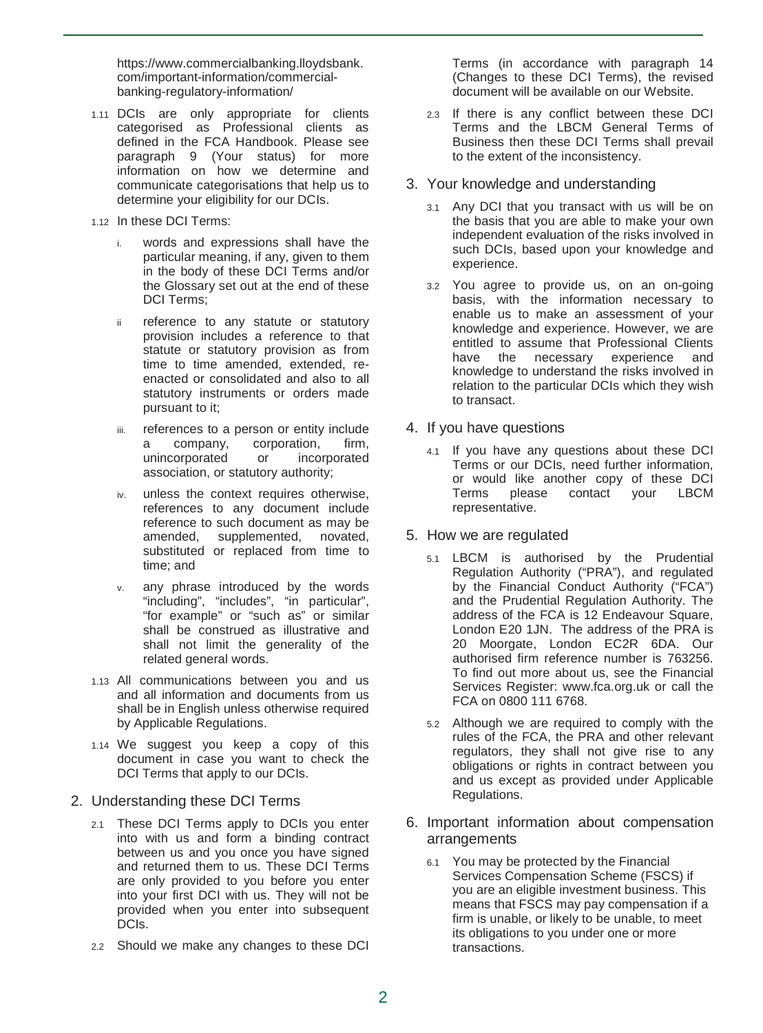https://www.commercialbanking.lloydsbank.com/important-information/commercial-banking-regulatory-information/

1.11 DCIs are only appropriate for clients categorised as Professional clients as defined in the FCA Handbook. Please see paragraph 9 (Your status) for more information on how we determine and communicate categorisations that help us to determine your eligibility for our DCIs.

1.12 In these DCI Terms:

i. words and expressions shall have the particular meaning, if any, given to them in the body of these DCI Terms and/or the Glossary set out at the end of these DCI Terms;

ii reference to any statute or statutory provision includes a reference to that statute or statutory provision as from time to time amended, extended, re-enacted or consolidated and also to all statutory instruments or orders made pursuant to it;

iii. references to a person or entity include a company, corporation, firm, unincorporated or incorporated association, or statutory authority;

iv. unless the context requires otherwise, references to any document include reference to such document as may be amended, supplemented, novated, substituted or replaced from time to time; and

v. any phrase introduced by the words "including", "includes", "in particular", "for example" or "such as" or similar shall be construed as illustrative and shall not limit the generality of the related general words.

1.13 All communications between you and us and all information and documents from us shall be in English unless otherwise required by Applicable Regulations.

1.14 We suggest you keep a copy of this document in case you want to check the DCI Terms that apply to our DCIs.

## 2. Understanding these DCI Terms

2.1 These DCI Terms apply to DCIs you enter into with us and form a binding contract between us and you once you have signed and returned them to us. These DCI Terms are only provided to you before you enter into your first DCI with us. They will not be provided when you enter into subsequent DCIs.

2.2 Should we make any changes to these DCI Terms (in accordance with paragraph 14 (Changes to these DCI Terms), the revised document will be available on our Website.

2.3 If there is any conflict between these DCI Terms and the LBCM General Terms of Business then these DCI Terms shall prevail to the extent of the inconsistency.

## 3. Your knowledge and understanding

3.1 Any DCI that you transact with us will be on the basis that you are able to make your own independent evaluation of the risks involved in such DCIs, based upon your knowledge and experience.

3.2 You agree to provide us, on an on-going basis, with the information necessary to enable us to make an assessment of your knowledge and experience. However, we are entitled to assume that Professional Clients have the necessary experience and knowledge to understand the risks involved in relation to the particular DCIs which they wish to transact.

## 4. If you have questions

4.1 If you have any questions about these DCI Terms or our DCIs, need further information, or would like another copy of these DCI Terms please contact your LBCM representative.

## 5. How we are regulated

5.1 LBCM is authorised by the Prudential Regulation Authority ("PRA"), and regulated by the Financial Conduct Authority ("FCA") and the Prudential Regulation Authority. The address of the FCA is 12 Endeavour Square, London E20 1JN. The address of the PRA is 20 Moorgate, London EC2R 6DA. Our authorised firm reference number is 763256. To find out more about us, see the Financial Services Register: www.fca.org.uk or call the FCA on 0800 111 6768.

5.2 Although we are required to comply with the rules of the FCA, the PRA and other relevant regulators, they shall not give rise to any obligations or rights in contract between you and us except as provided under Applicable Regulations.

## 6. Important information about compensation arrangements

6.1 You may be protected by the Financial Services Compensation Scheme (FSCS) if you are an eligible investment business. This means that FSCS may pay compensation if a firm is unable, or likely to be unable, to meet its obligations to you under one or more transactions.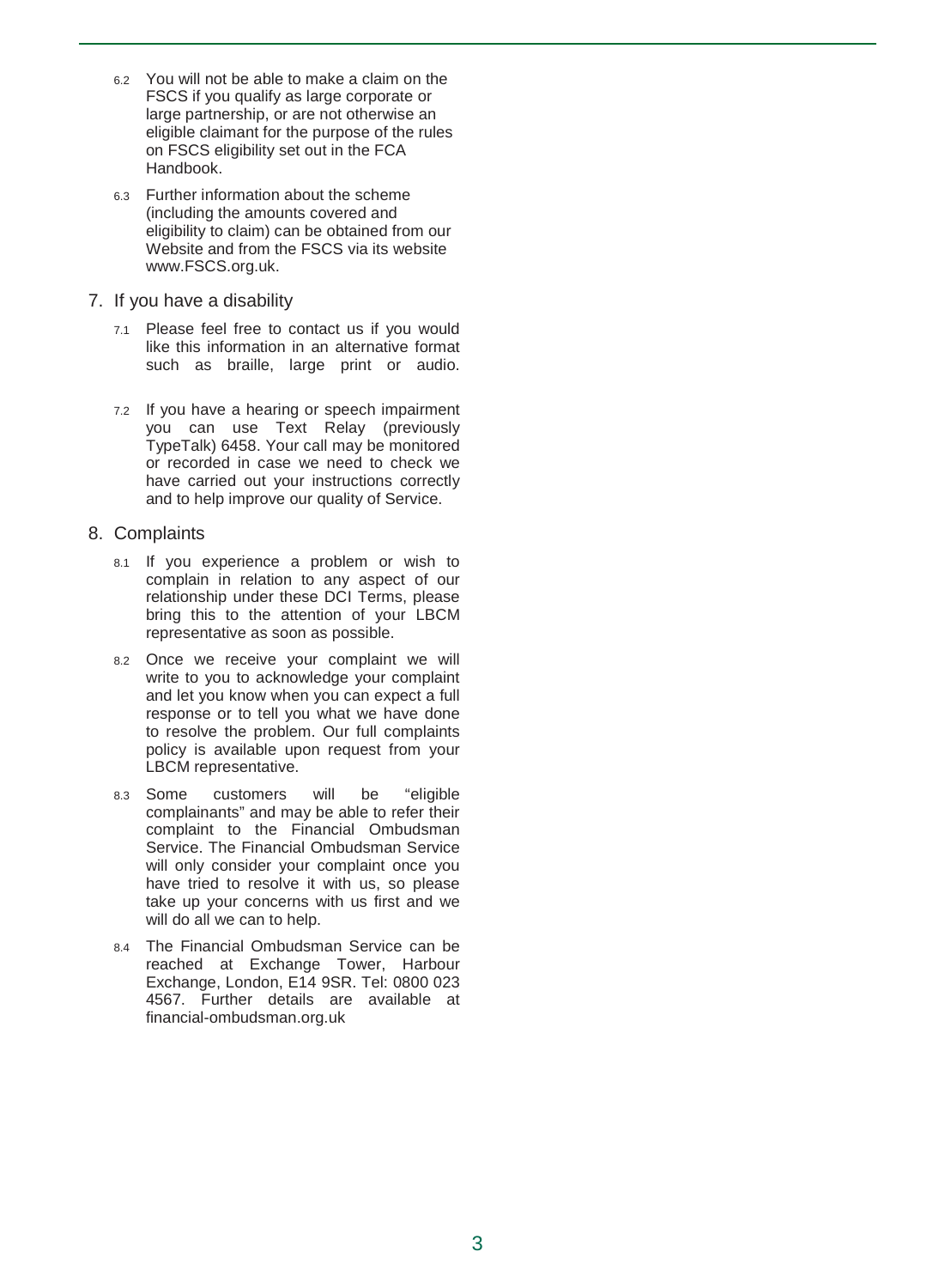6.2 You will not be able to make a claim on the FSCS if you qualify as large corporate or large partnership, or are not otherwise an eligible claimant for the purpose of the rules on FSCS eligibility set out in the FCA Handbook.

6.3 Further information about the scheme (including the amounts covered and eligibility to claim) can be obtained from our Website and from the FSCS via its website www.FSCS.org.uk.

## 7. If you have a disability

7.1 Please feel free to contact us if you would like this information in an alternative format such as braille, large print or audio.

7.2 If you have a hearing or speech impairment you can use Text Relay (previously TypeTalk) 6458. Your call may be monitored or recorded in case we need to check we have carried out your instructions correctly and to help improve our quality of Service.

## 8. Complaints

8.1 If you experience a problem or wish to complain in relation to any aspect of our relationship under these DCI Terms, please bring this to the attention of your LBCM representative as soon as possible.

8.2 Once we receive your complaint we will write to you to acknowledge your complaint and let you know when you can expect a full response or to tell you what we have done to resolve the problem. Our full complaints policy is available upon request from your LBCM representative.

8.3 Some customers will be "eligible complainants" and may be able to refer their complaint to the Financial Ombudsman Service. The Financial Ombudsman Service will only consider your complaint once you have tried to resolve it with us, so please take up your concerns with us first and we will do all we can to help.

8.4 The Financial Ombudsman Service can be reached at Exchange Tower, Harbour Exchange, London, E14 9SR. Tel: 0800 023 4567. Further details are available at financial-ombudsman.org.uk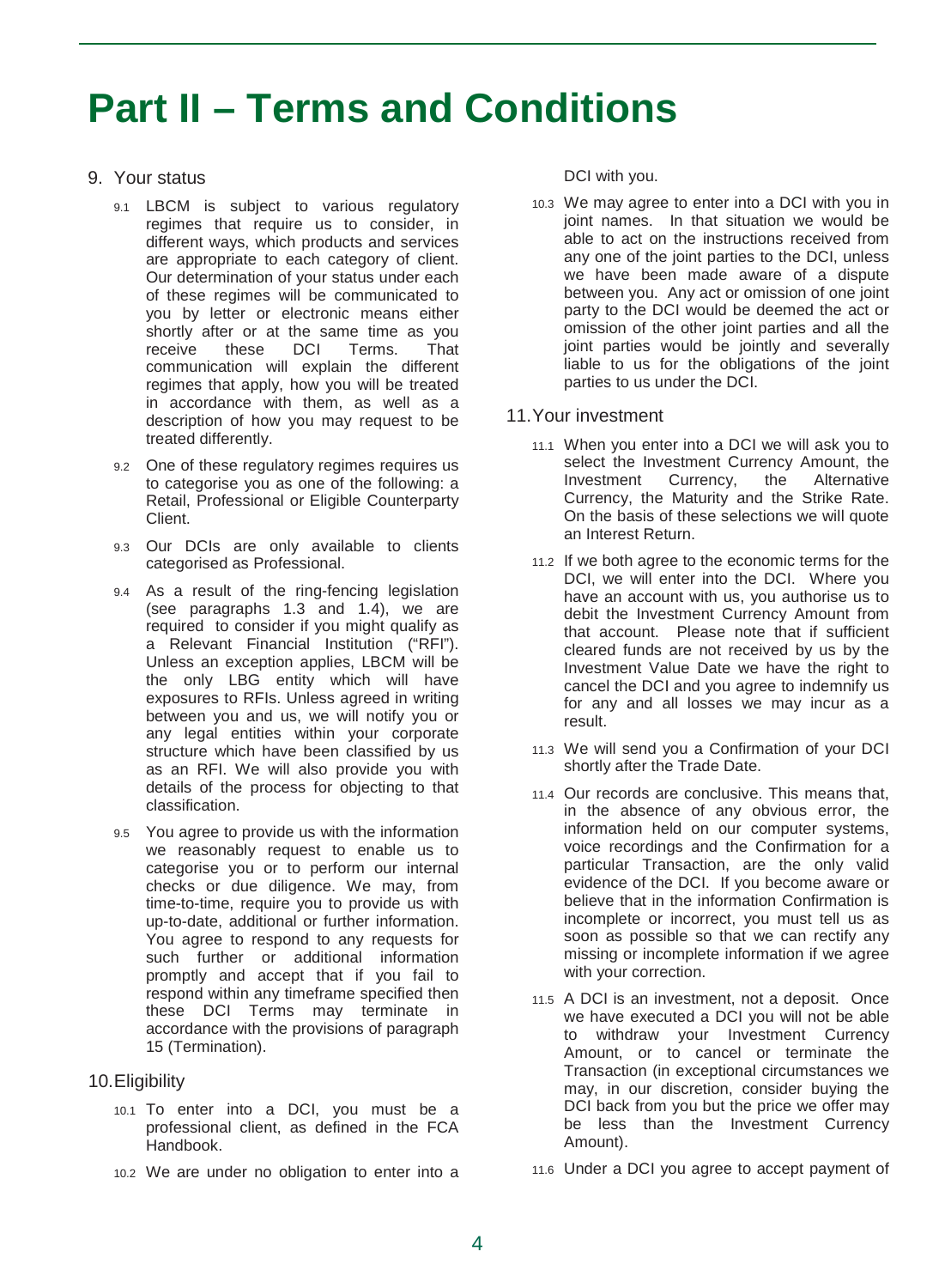# Part II – Terms and Conditions

## 9. Your status

9.1 LBCM is subject to various regulatory regimes that require us to consider, in different ways, which products and services are appropriate to each category of client. Our determination of your status under each of these regimes will be communicated to you by letter or electronic means either shortly after or at the same time as you receive these DCI Terms. That communication will explain the different regimes that apply, how you will be treated in accordance with them, as well as a description of how you may request to be treated differently.

9.2 One of these regulatory regimes requires us to categorise you as one of the following: a Retail, Professional or Eligible Counterparty Client.

9.3 Our DCIs are only available to clients categorised as Professional.

9.4 As a result of the ring-fencing legislation (see paragraphs 1.3 and 1.4), we are required to consider if you might qualify as a Relevant Financial Institution ("RFI"). Unless an exception applies, LBCM will be the only LBG entity which will have exposures to RFIs. Unless agreed in writing between you and us, we will notify you or any legal entities within your corporate structure which have been classified by us as an RFI. We will also provide you with details of the process for objecting to that classification.

9.5 You agree to provide us with the information we reasonably request to enable us to categorise you or to perform our internal checks or due diligence. We may, from time-to-time, require you to provide us with up-to-date, additional or further information. You agree to respond to any requests for such further or additional information promptly and accept that if you fail to respond within any timeframe specified then these DCI Terms may terminate in accordance with the provisions of paragraph 15 (Termination).

## 10. Eligibility

10.1 To enter into a DCI, you must be a professional client, as defined in the FCA Handbook.

10.2 We are under no obligation to enter into a DCI with you.

10.3 We may agree to enter into a DCI with you in joint names. In that situation we would be able to act on the instructions received from any one of the joint parties to the DCI, unless we have been made aware of a dispute between you. Any act or omission of one joint party to the DCI would be deemed the act or omission of the other joint parties and all the joint parties would be jointly and severally liable to us for the obligations of the joint parties to us under the DCI.

## 11. Your investment

11.1 When you enter into a DCI we will ask you to select the Investment Currency Amount, the Investment Currency, the Alternative Currency, the Maturity and the Strike Rate. On the basis of these selections we will quote an Interest Return.

11.2 If we both agree to the economic terms for the DCI, we will enter into the DCI. Where you have an account with us, you authorise us to debit the Investment Currency Amount from that account. Please note that if sufficient cleared funds are not received by us by the Investment Value Date we have the right to cancel the DCI and you agree to indemnify us for any and all losses we may incur as a result.

11.3 We will send you a Confirmation of your DCI shortly after the Trade Date.

11.4 Our records are conclusive. This means that, in the absence of any obvious error, the information held on our computer systems, voice recordings and the Confirmation for a particular Transaction, are the only valid evidence of the DCI. If you become aware or believe that in the information Confirmation is incomplete or incorrect, you must tell us as soon as possible so that we can rectify any missing or incomplete information if we agree with your correction.

11.5 A DCI is an investment, not a deposit. Once we have executed a DCI you will not be able to withdraw your Investment Currency Amount, or to cancel or terminate the Transaction (in exceptional circumstances we may, in our discretion, consider buying the DCI back from you but the price we offer may be less than the Investment Currency Amount).

11.6 Under a DCI you agree to accept payment of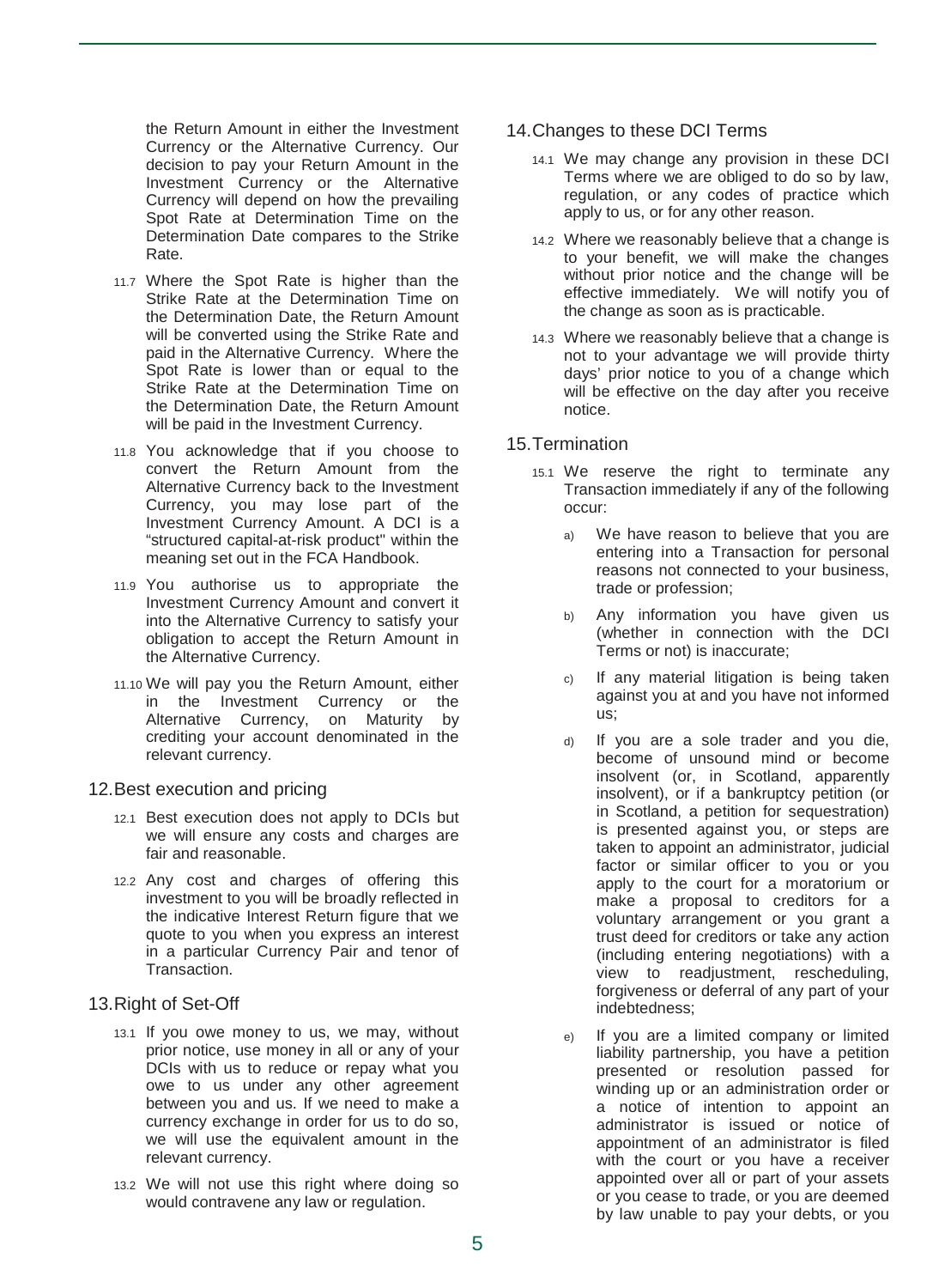the Return Amount in either the Investment Currency or the Alternative Currency. Our decision to pay your Return Amount in the Investment Currency or the Alternative Currency will depend on how the prevailing Spot Rate at Determination Time on the Determination Date compares to the Strike Rate.

11.7 Where the Spot Rate is higher than the Strike Rate at the Determination Time on the Determination Date, the Return Amount will be converted using the Strike Rate and paid in the Alternative Currency. Where the Spot Rate is lower than or equal to the Strike Rate at the Determination Time on the Determination Date, the Return Amount will be paid in the Investment Currency.

11.8 You acknowledge that if you choose to convert the Return Amount from the Alternative Currency back to the Investment Currency, you may lose part of the Investment Currency Amount. A DCI is a "structured capital-at-risk product" within the meaning set out in the FCA Handbook.

11.9 You authorise us to appropriate the Investment Currency Amount and convert it into the Alternative Currency to satisfy your obligation to accept the Return Amount in the Alternative Currency.

11.10 We will pay you the Return Amount, either in the Investment Currency or the Alternative Currency, on Maturity by crediting your account denominated in the relevant currency.

## 12. Best execution and pricing

12.1 Best execution does not apply to DCIs but we will ensure any costs and charges are fair and reasonable.

12.2 Any cost and charges of offering this investment to you will be broadly reflected in the indicative Interest Return figure that we quote to you when you express an interest in a particular Currency Pair and tenor of Transaction.

## 13. Right of Set-Off

13.1 If you owe money to us, we may, without prior notice, use money in all or any of your DCIs with us to reduce or repay what you owe to us under any other agreement between you and us. If we need to make a currency exchange in order for us to do so, we will use the equivalent amount in the relevant currency.

13.2 We will not use this right where doing so would contravene any law or regulation.

## 14. Changes to these DCI Terms

14.1 We may change any provision in these DCI Terms where we are obliged to do so by law, regulation, or any codes of practice which apply to us, or for any other reason.

14.2 Where we reasonably believe that a change is to your benefit, we will make the changes without prior notice and the change will be effective immediately. We will notify you of the change as soon as is practicable.

14.3 Where we reasonably believe that a change is not to your advantage we will provide thirty days' prior notice to you of a change which will be effective on the day after you receive notice.

## 15. Termination

15.1 We reserve the right to terminate any Transaction immediately if any of the following occur:

a) We have reason to believe that you are entering into a Transaction for personal reasons not connected to your business, trade or profession;

b) Any information you have given us (whether in connection with the DCI Terms or not) is inaccurate;

c) If any material litigation is being taken against you at and you have not informed us;

d) If you are a sole trader and you die, become of unsound mind or become insolvent (or, in Scotland, apparently insolvent), or if a bankruptcy petition (or in Scotland, a petition for sequestration) is presented against you, or steps are taken to appoint an administrator, judicial factor or similar officer to you or you apply to the court for a moratorium or make a proposal to creditors for a voluntary arrangement or you grant a trust deed for creditors or take any action (including entering negotiations) with a view to readjustment, rescheduling, forgiveness or deferral of any part of your indebtedness;

e) If you are a limited company or limited liability partnership, you have a petition presented or resolution passed for winding up or an administration order or a notice of intention to appoint an administrator is issued or notice of appointment of an administrator is filed with the court or you have a receiver appointed over all or part of your assets or you cease to trade, or you are deemed by law unable to pay your debts, or you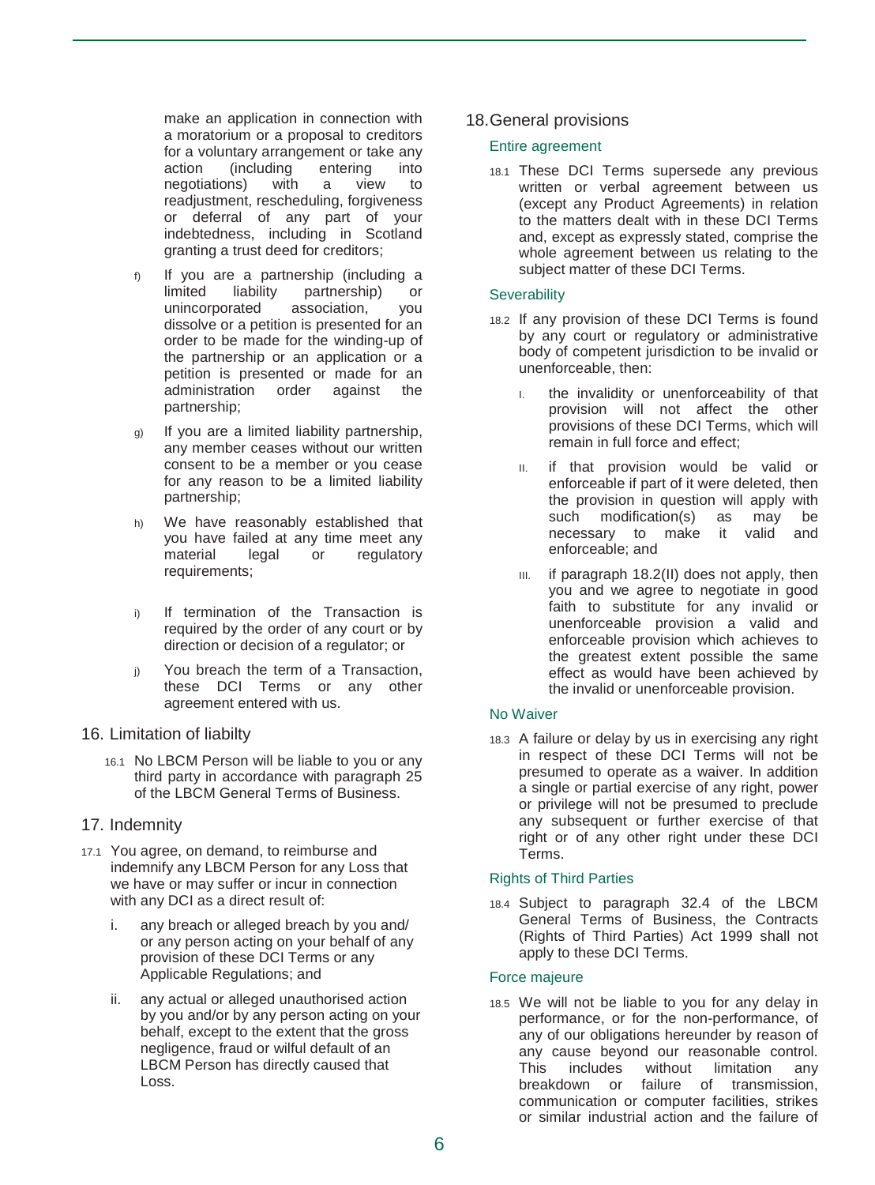make an application in connection with a moratorium or a proposal to creditors for a voluntary arrangement or take any action (including entering into negotiations) with a view to readjustment, rescheduling, forgiveness or deferral of any part of your indebtedness, including in Scotland granting a trust deed for creditors;

f) If you are a partnership (including a limited liability partnership) or unincorporated association, you dissolve or a petition is presented for an order to be made for the winding-up of the partnership or an application or a petition is presented or made for an administration order against the partnership;

g) If you are a limited liability partnership, any member ceases without our written consent to be a member or you cease for any reason to be a limited liability partnership;

h) We have reasonably established that you have failed at any time meet any material legal or regulatory requirements;

i) If termination of the Transaction is required by the order of any court or by direction or decision of a regulator; or

j) You breach the term of a Transaction, these DCI Terms or any other agreement entered with us.

## 16. Limitation of liabilty

16.1 No LBCM Person will be liable to you or any third party in accordance with paragraph 25 of the LBCM General Terms of Business.

## 17. Indemnity

17.1 You agree, on demand, to reimburse and indemnify any LBCM Person for any Loss that we have or may suffer or incur in connection with any DCI as a direct result of:

i. any breach or alleged breach by you and/ or any person acting on your behalf of any provision of these DCI Terms or any Applicable Regulations; and

ii. any actual or alleged unauthorised action by you and/or by any person acting on your behalf, except to the extent that the gross negligence, fraud or wilful default of an LBCM Person has directly caused that Loss.

## 18. General provisions

### Entire agreement

18.1 These DCI Terms supersede any previous written or verbal agreement between us (except any Product Agreements) in relation to the matters dealt with in these DCI Terms and, except as expressly stated, comprise the whole agreement between us relating to the subject matter of these DCI Terms.

### Severability

18.2 If any provision of these DCI Terms is found by any court or regulatory or administrative body of competent jurisdiction to be invalid or unenforceable, then:

I. the invalidity or unenforceability of that provision will not affect the other provisions of these DCI Terms, which will remain in full force and effect;

II. if that provision would be valid or enforceable if part of it were deleted, then the provision in question will apply with such modification(s) as may be necessary to make it valid and enforceable; and

III. if paragraph 18.2(II) does not apply, then you and we agree to negotiate in good faith to substitute for any invalid or unenforceable provision a valid and enforceable provision which achieves to the greatest extent possible the same effect as would have been achieved by the invalid or unenforceable provision.

### No Waiver

18.3 A failure or delay by us in exercising any right in respect of these DCI Terms will not be presumed to operate as a waiver. In addition a single or partial exercise of any right, power or privilege will not be presumed to preclude any subsequent or further exercise of that right or of any other right under these DCI Terms.

### Rights of Third Parties

18.4 Subject to paragraph 32.4 of the LBCM General Terms of Business, the Contracts (Rights of Third Parties) Act 1999 shall not apply to these DCI Terms.

### Force majeure

18.5 We will not be liable to you for any delay in performance, or for the non-performance, of any of our obligations hereunder by reason of any cause beyond our reasonable control. This includes without limitation any breakdown or failure of transmission, communication or computer facilities, strikes or similar industrial action and the failure of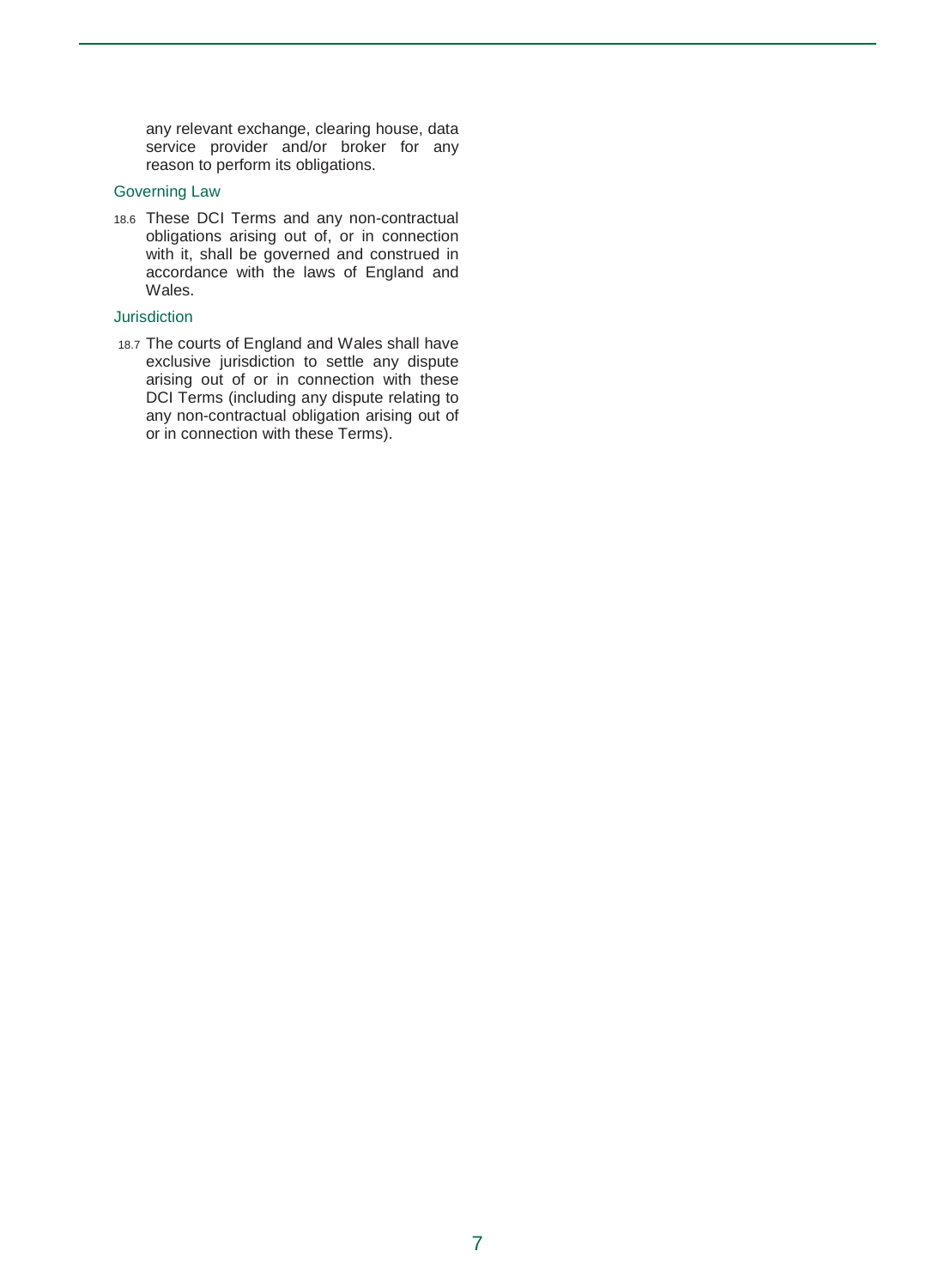any relevant exchange, clearing house, data service provider and/or broker for any reason to perform its obligations.

### Governing Law

18.6 These DCI Terms and any non-contractual obligations arising out of, or in connection with it, shall be governed and construed in accordance with the laws of England and Wales.

### Jurisdiction

18.7 The courts of England and Wales shall have exclusive jurisdiction to settle any dispute arising out of or in connection with these DCI Terms (including any dispute relating to any non-contractual obligation arising out of or in connection with these Terms).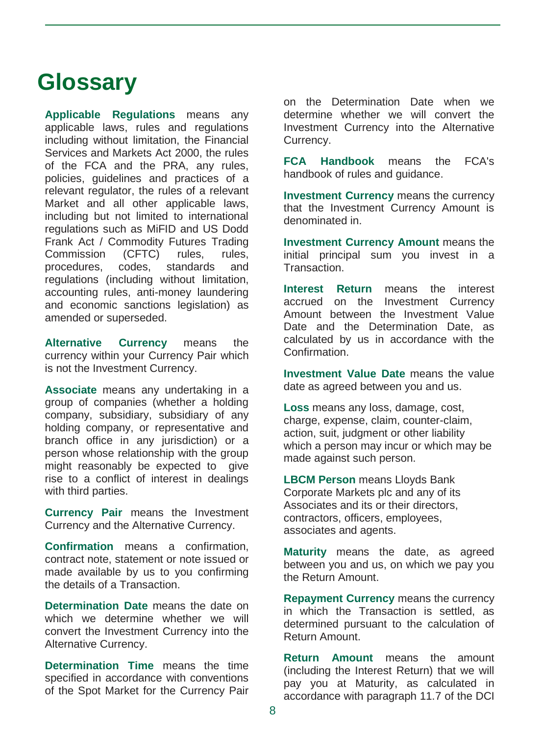# Glossary

**Applicable Regulations** means any applicable laws, rules and regulations including without limitation, the Financial Services and Markets Act 2000, the rules of the FCA and the PRA, any rules, policies, guidelines and practices of a relevant regulator, the rules of a relevant Market and all other applicable laws, including but not limited to international regulations such as MiFID and US Dodd Frank Act / Commodity Futures Trading Commission (CFTC) rules, rules, procedures, codes, standards and regulations (including without limitation, accounting rules, anti-money laundering and economic sanctions legislation) as amended or superseded.

**Alternative Currency** means the currency within your Currency Pair which is not the Investment Currency.

**Associate** means any undertaking in a group of companies (whether a holding company, subsidiary, subsidiary of any holding company, or representative and branch office in any jurisdiction) or a person whose relationship with the group might reasonably be expected to give rise to a conflict of interest in dealings with third parties.

**Currency Pair** means the Investment Currency and the Alternative Currency.

**Confirmation** means a confirmation, contract note, statement or note issued or made available by us to you confirming the details of a Transaction.

**Determination Date** means the date on which we determine whether we will convert the Investment Currency into the Alternative Currency.

**Determination Time** means the time specified in accordance with conventions of the Spot Market for the Currency Pair on the Determination Date when we determine whether we will convert the Investment Currency into the Alternative Currency.

**FCA Handbook** means the FCA's handbook of rules and guidance.

**Investment Currency** means the currency that the Investment Currency Amount is denominated in.

**Investment Currency Amount** means the initial principal sum you invest in a Transaction.

**Interest Return** means the interest accrued on the Investment Currency Amount between the Investment Value Date and the Determination Date, as calculated by us in accordance with the Confirmation.

**Investment Value Date** means the value date as agreed between you and us.

**Loss** means any loss, damage, cost, charge, expense, claim, counter-claim, action, suit, judgment or other liability which a person may incur or which may be made against such person.

**LBCM Person** means Lloyds Bank Corporate Markets plc and any of its Associates and its or their directors, contractors, officers, employees, associates and agents.

**Maturity** means the date, as agreed between you and us, on which we pay you the Return Amount.

**Repayment Currency** means the currency in which the Transaction is settled, as determined pursuant to the calculation of Return Amount.

**Return Amount** means the amount (including the Interest Return) that we will pay you at Maturity, as calculated in accordance with paragraph 11.7 of the DCI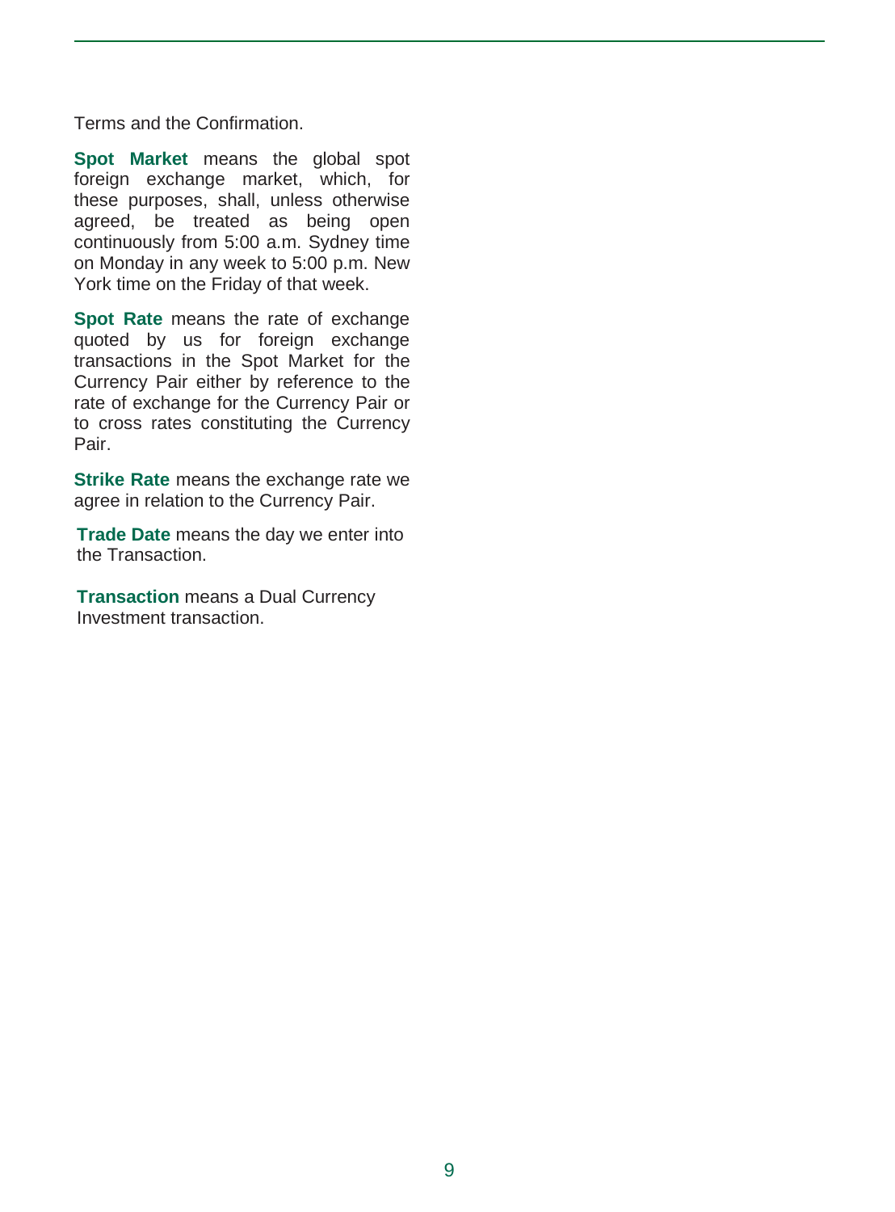Terms and the Confirmation.

**Spot Market** means the global spot foreign exchange market, which, for these purposes, shall, unless otherwise agreed, be treated as being open continuously from 5:00 a.m. Sydney time on Monday in any week to 5:00 p.m. New York time on the Friday of that week.

**Spot Rate** means the rate of exchange quoted by us for foreign exchange transactions in the Spot Market for the Currency Pair either by reference to the rate of exchange for the Currency Pair or to cross rates constituting the Currency Pair.

**Strike Rate** means the exchange rate we agree in relation to the Currency Pair.

**Trade Date** means the day we enter into the Transaction.

**Transaction** means a Dual Currency Investment transaction.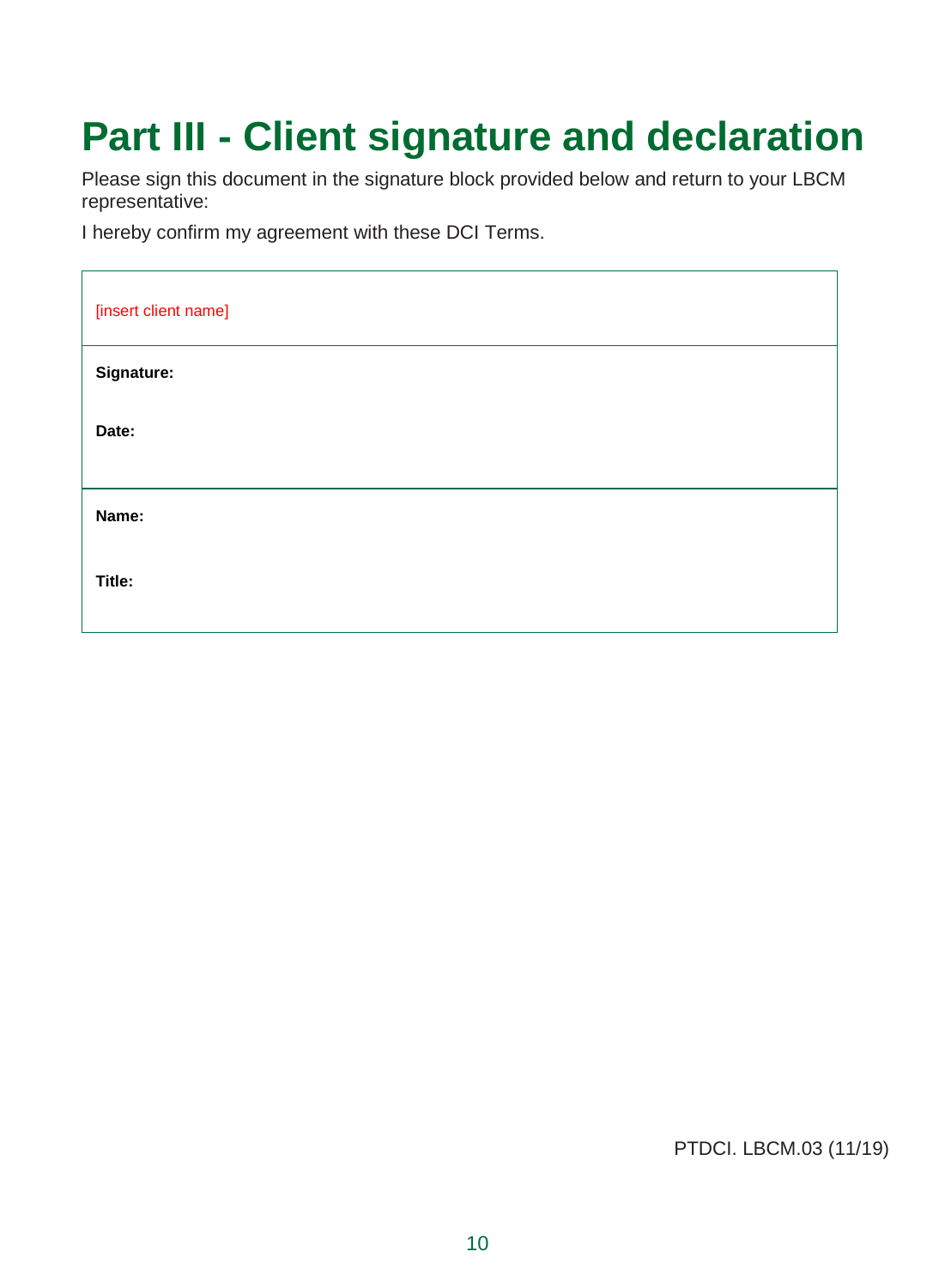# Part III - Client signature and declaration

Please sign this document in the signature block provided below and return to your LBCM representative:

I hereby confirm my agreement with these DCI Terms.

| |
|---|
| [insert client name] |
| **Signature:**<br><br>**Date:** |
| **Name:**<br><br>**Title:** |

PTDCI. LBCM.03 (11/19)